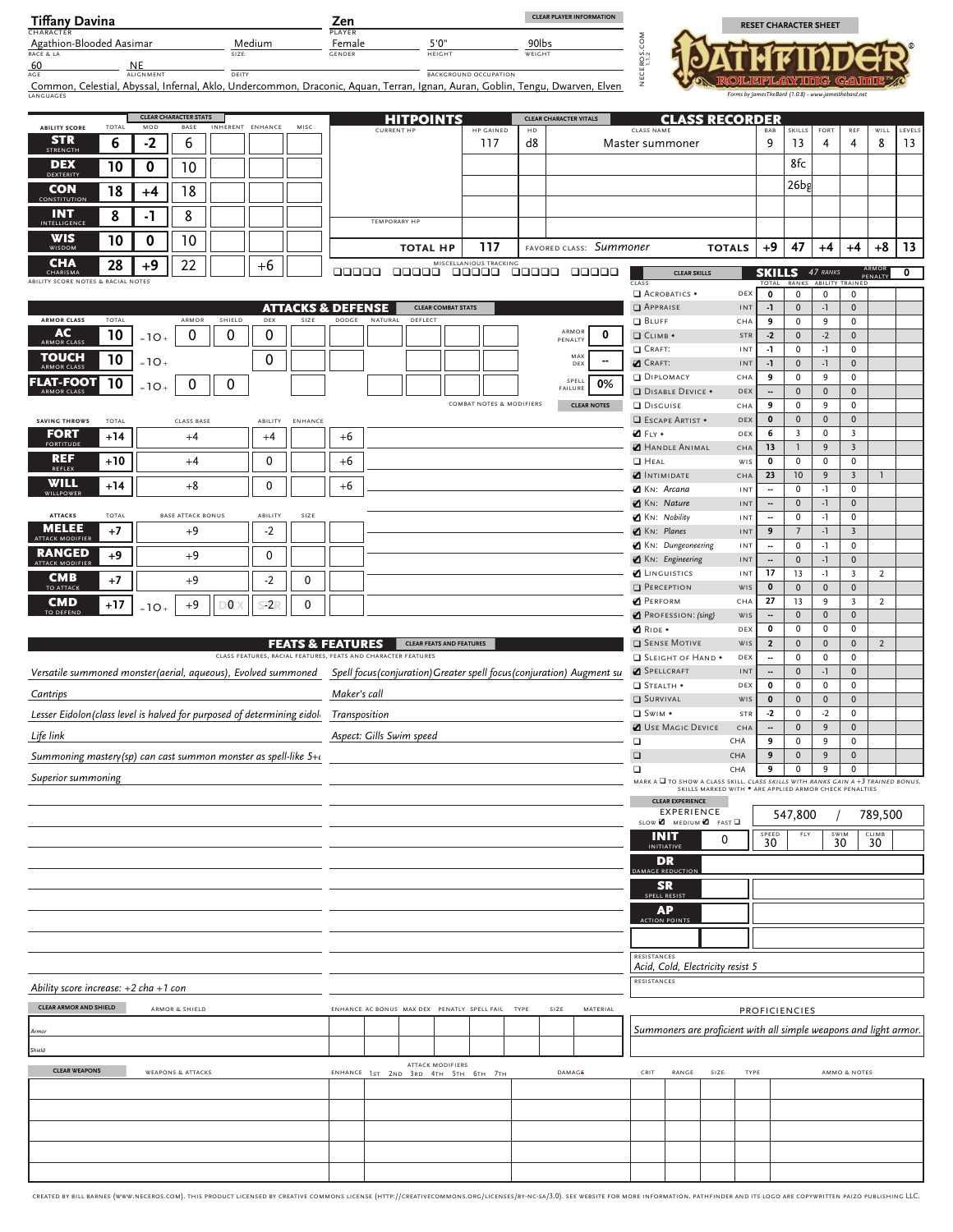# Tiffany Davina

| Field | Value |
|---|---|
| Character | Tiffany Davina |
| Player | Zen |
| Race & LA | Agathion-Blooded Aasimar |
| Size | Medium |
| Gender | Female |
| Height | 5'0" |
| Weight | 90lbs |
| Age | 60 |
| Alignment | NE |
| Deity | |
| Background Occupation | |
| Languages | Common, Celestial, Abyssal, Infernal, Aklo, Undercommon, Draconic, Aquan, Terran, Ignan, Auran, Goblin, Tengu, Dwarven, Elven |

## Ability Scores

| Ability Score | Total | Mod | Base | Inherent | Enhance | Misc |
|---|---|---|---|---|---|---|
| STR Strength | 6 | -2 | 6 | | | |
| DEX Dexterity | 10 | 0 | 10 | | | |
| CON Constitution | 18 | +4 | 18 | | | |
| INT Intelligence | 8 | -1 | 8 | | | |
| WIS Wisdom | 10 | 0 | 10 | | | |
| CHA Charisma | 28 | +9 | 22 | | +6 | |

## Hitpoints

| Current HP | HP Gained | HD |
|---|---|---|
| | 117 | d8 |

Total HP: 117

## Class Recorder

| Class Name | BAB | Skills | Fort | Ref | Will | Levels |
|---|---|---|---|---|---|---|
| Master summoner | 9 | 13 | 4 | 4 | 8 | 13 |
| | | 8fc | | | | |
| | | 26bg | | | | |
| Totals | +9 | 47 | +4 | +4 | +8 | 13 |

Favored Class: *Summoner*

## Attacks & Defense

| Armor Class | Total | | Armor | Shield | Dex | Size | Dodge | Natural | Deflect |
|---|---|---|---|---|---|---|---|---|---|
| AC | 10 | = 10 + | 0 | 0 | 0 | | | | |
| Touch | 10 | = 10 + | | | 0 | | | | |
| Flat-Foot | 10 | = 10 + | 0 | 0 | | | | | |

Armor Penalty: 0 · Max Dex: -- · Spell Failure: 0%

| Saving Throws | Total | Class Base | Ability | Enhance | |
|---|---|---|---|---|---|
| FORT | +14 | +4 | +4 | | +6 |
| REF | +10 | +4 | 0 | | +6 |
| WILL | +14 | +8 | 0 | | +6 |

| Attacks | Total | Base Attack Bonus | Ability | Size |
|---|---|---|---|---|
| Melee | +7 | +9 | -2 | |
| Ranged | +9 | +9 | 0 | |
| CMB | +7 | +9 | -2 | 0 |
| CMD | +17 (= 10 +) | +9 | 0 / -2 | 0 |

## Feats & Features

- Versatile summoned monster(aerial, aqueous), Evolved summoned
- Cantrips
- Lesser Eidolon(class level is halved for purposed of determining eidol
- Life link
- Summoning mastery(sp) can cast summon monster as spell-like 5+c
- Superior summoning
- Spell focus(conjuration) Greater spell focus(conjuration) Augment su
- Maker's call
- Transposition
- Aspect: Gills Swim speed
- Ability score increase: +2 cha +1 con

## Skills

47 ranks · Armor Penalty: 0

| Skill | Ability | Total | Ranks | Ability | Trained | Misc |
|---|---|---|---|---|---|---|
| ❑ Acrobatics • | DEX | 0 | 0 | 0 | 0 | |
| ❑ Appraise | INT | -1 | 0 | -1 | 0 | |
| ❑ Bluff | CHA | 9 | 0 | 9 | 0 | |
| ❑ Climb • | STR | -2 | 0 | -2 | 0 | |
| ❑ Craft: | INT | -1 | 0 | -1 | 0 | |
| ☑ Craft: | INT | -1 | 0 | -1 | 0 | |
| ❑ Diplomacy | CHA | 9 | 0 | 9 | 0 | |
| ☑ Disable Device • | DEX | -- | 0 | 0 | 0 | |
| ❑ Disguise | CHA | 9 | 0 | 9 | 0 | |
| ❑ Escape Artist • | DEX | 0 | 0 | 0 | 0 | |
| ☑ Fly • | DEX | 6 | 3 | 0 | 3 | |
| ☑ Handle Animal | CHA | 13 | 1 | 9 | 3 | |
| ❑ Heal | WIS | 0 | 0 | 0 | 0 | |
| ☑ Intimidate | CHA | 23 | 10 | 9 | 3 | 1 |
| ☑ Kn: Arcana | INT | -- | 0 | -1 | 0 | |
| ☑ Kn: Nature | INT | -- | 0 | -1 | 0 | |
| ☑ Kn: Nobility | INT | -- | 0 | -1 | 0 | |
| ☑ Kn: Planes | INT | 9 | 7 | -1 | 3 | |
| ☑ Kn: Dungeoneering | INT | -- | 0 | -1 | 0 | |
| ☑ Kn: Engineering | INT | -- | 0 | -1 | 0 | |
| ☑ Linguistics | INT | 17 | 13 | -1 | 3 | 2 |
| ❑ Perception | WIS | 0 | 0 | 0 | 0 | |
| ☑ Perform | CHA | 27 | 13 | 9 | 3 | 2 |
| ☑ Profession: (sing) | WIS | -- | 0 | 0 | 0 | |
| ☑ Ride • | DEX | 0 | 0 | 0 | 0 | |
| ❑ Sense Motive | WIS | 2 | 0 | 0 | 0 | 2 |
| ❑ Sleight of Hand • | DEX | -- | 0 | 0 | 0 | |
| ☑ Spellcraft | INT | -- | 0 | -1 | 0 | |
| ❑ Stealth • | DEX | 0 | 0 | 0 | 0 | |
| ❑ Survival | WIS | 0 | 0 | 0 | 0 | |
| ❑ Swim • | STR | -2 | 0 | -2 | 0 | |
| ☑ Use Magic Device | CHA | -- | 0 | 9 | 0 | |
| ❑ | CHA | 9 | 0 | 9 | 0 | |
| ❑ | CHA | 9 | 0 | 9 | 0 | |
| ❑ | CHA | 9 | 0 | 9 | 0 | |

Mark a ❑ to show a class skill. Class skills with ranks gain a +3 trained bonus. Skills marked with • are applied armor check penalties.

## Experience

547,800 / 789,500 (Slow ☑ Medium ☑ Fast ❑)

| Init | Speed | Fly | Swim | Climb |
|---|---|---|---|---|
| 0 | 30 | | 30 | 30 |

- DR (Damage Reduction):
- SR (Spell Resist):
- AP (Action Points):
- Resistances: Acid, Cold, Electricity resist 5

## Proficiencies

Summoners are proficient with all simple weapons and light armor.

## Armor & Shield

| Armor & Shield | Enhance | AC Bonus | Max Dex | Penalty | Spell Fail | Type | Size | Material |
|---|---|---|---|---|---|---|---|---|
| Armor | | | | | | | | |
| Shield | | | | | | | | |

## Weapons & Attacks

| Weapons & Attacks | Enhance | Attack Modifiers | Damage | Crit | Range | Size | Type | Ammo & Notes |
|---|---|---|---|---|---|---|---|---|
| | | | | | | | | |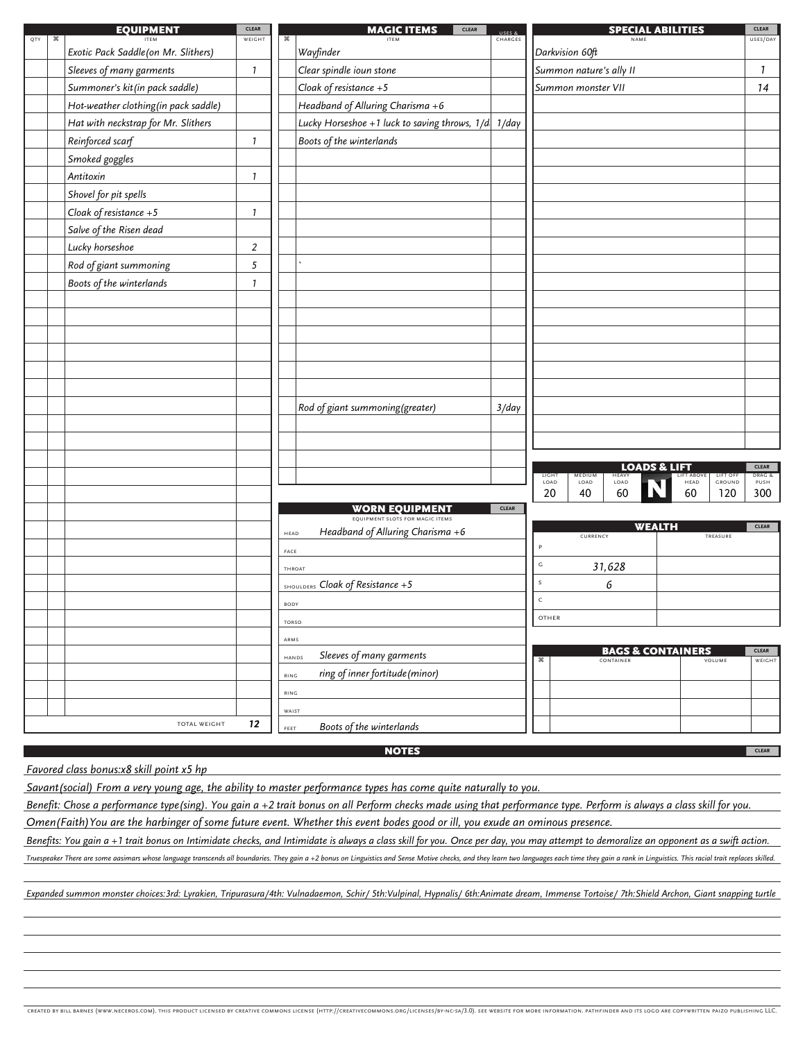## EQUIPMENT

| QTY | ⌘ | ITEM | WEIGHT |
|---|---|---|---|
| | | Exotic Pack Saddle(on Mr. Slithers) | |
| | | Sleeves of many garments | 1 |
| | | Summoner's kit(in pack saddle) | |
| | | Hot-weather clothing(in pack saddle) | |
| | | Hat with neckstrap for Mr. Slithers | |
| | | Reinforced scarf | 1 |
| | | Smoked goggles | |
| | | Antitoxin | 1 |
| | | Shovel for pit spells | |
| | | Cloak of resistance +5 | 1 |
| | | Salve of the Risen dead | |
| | | Lucky horseshoe | 2 |
| | | Rod of giant summoning | 5 |
| | | Boots of the winterlands | 1 |
| | | TOTAL WEIGHT | 12 |

## MAGIC ITEMS

| ⌘ | ITEM | USES & CHARGES |
|---|---|---|
| | Wayfinder | |
| | Clear spindle ioun stone | |
| | Cloak of resistance +5 | |
| | Headband of Alluring Charisma +6 | |
| | Lucky Horseshoe +1 luck to saving throws, 1/d | 1/day |
| | Boots of the winterlands | |
| | ` | |
| | Rod of giant summoning(greater) | 3/day |

## SPECIAL ABILITIES

| NAME | USES/DAY |
|---|---|
| Darkvision 60ft | |
| Summon nature's ally II | 1 |
| Summon monster VII | 14 |

## LOADS & LIFT

| LIGHT LOAD | MEDIUM LOAD | HEAVY LOAD | LIFT ABOVE HEAD | LIFT OFF GROUND | DRAG & PUSH |
|---|---|---|---|---|---|
| 20 | 40 | 60 | 60 | 120 | 300 |

N

## WORN EQUIPMENT

EQUIPMENT SLOTS FOR MAGIC ITEMS

| SLOT | ITEM |
|---|---|
| HEAD | Headband of Alluring Charisma +6 |
| FACE | |
| THROAT | |
| SHOULDERS | Cloak of Resistance +5 |
| BODY | |
| TORSO | |
| ARMS | |
| HANDS | Sleeves of many garments |
| RING | ring of inner fortitude(minor) |
| RING | |
| WAIST | |
| FEET | Boots of the winterlands |

## WEALTH

| | CURRENCY | TREASURE |
|---|---|---|
| P | | |
| G | 31,628 | |
| S | 6 | |
| C | | |
| OTHER | | |

## BAGS & CONTAINERS

| ⌘ | CONTAINER | VOLUME | WEIGHT |
|---|---|---|---|
| | | | |

## NOTES

Favored class bonus:x8 skill point x5 hp

Savant(social) From a very young age, the ability to master performance types has come quite naturally to you.

Benefit: Chose a performance type(sing). You gain a +2 trait bonus on all Perform checks made using that performance type. Perform is always a class skill for you.

Omen(Faith)You are the harbinger of some future event. Whether this event bodes good or ill, you exude an ominous presence.

Benefits: You gain a +1 trait bonus on Intimidate checks, and Intimidate is always a class skill for you. Once per day, you may attempt to demoralize an opponent as a swift action.

Truespeaker There are some aasimars whose language transcends all boundaries. They gain a +2 bonus on Linguistics and Sense Motive checks, and they learn two languages each time they gain a rank in Linguistics. This racial trait replaces skilled.

Expanded summon monster choices:3rd: Lyrakien, Tripurasura/4th: Vulnadaemon, Schir/ 5th:Vulpinal, Hypnalis/ 6th:Animate dream, Immense Tortoise/ 7th:Shield Archon, Giant snapping turtle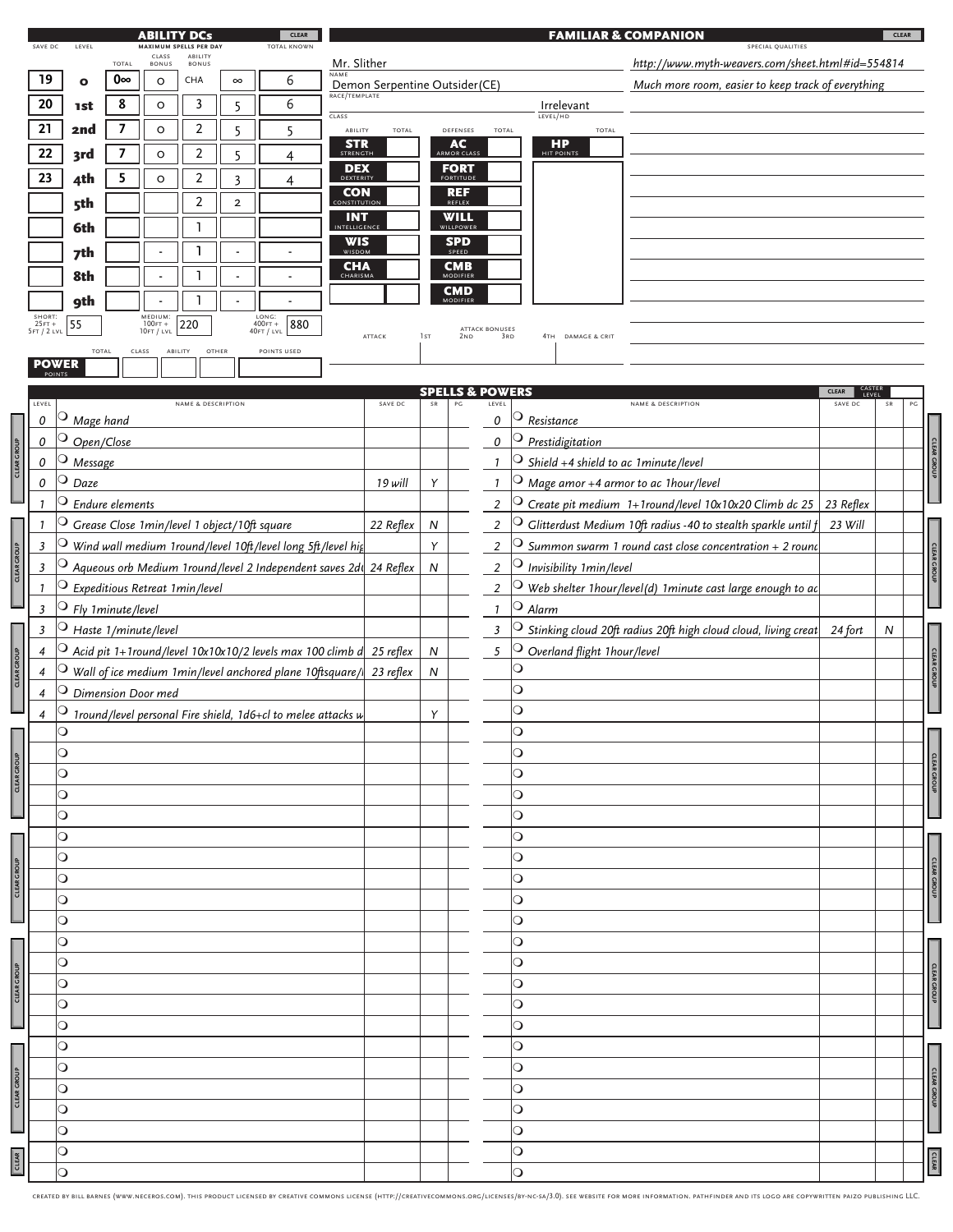## ABILITY DCs

| SAVE DC | LEVEL | TOTAL | CLASS BONUS | ABILITY BONUS | | TOTAL KNOWN |
|---|---|---|---|---|---|---|
| 19 | 0 | 0∞ | 0 | CHA | ∞ | 6 |
| 20 | 1st | 8 | 0 | 3 | 5 | 6 |
| 21 | 2nd | 7 | 0 | 2 | 5 | 5 |
| 22 | 3rd | 7 | 0 | 2 | 5 | 4 |
| 23 | 4th | 5 | 0 | 2 | 3 | 4 |
| | 5th | | | 2 | 2 | |
| | 6th | | | 1 | | |
| | 7th | | - | 1 | - | - |
| | 8th | | - | 1 | - | - |
| | 9th | | - | 1 | - | - |

MAXIMUM SPELLS PER DAY

SHORT: 25FT + 5FT / 2 LVL: 55 | MEDIUM: 100FT + 10FT / LVL: 220 | LONG: 400FT + 40FT / LVL: 880

POWER POINTS — TOTAL / CLASS / ABILITY / OTHER / POINTS USED

## FAMILIAR & COMPANION

NAME: Mr. Slither

RACE/TEMPLATE: Demon Serpentine Outsider(CE)

CLASS:

LEVEL/HD: Irrelevant

SPECIAL QUALITIES:

http://www.myth-weavers.com/sheet.html#id=554814

Much more room, easier to keep track of everything

| ABILITY | TOTAL | DEFENSES | TOTAL |
|---|---|---|---|
| STR | | AC | |
| DEX | | FORT | |
| CON | | REF | |
| INT | | WILL | |
| WIS | | SPD | |
| CHA | | CMB | |
| | | CMD | |

HP:

ATTACK — ATTACK BONUSES 1ST 2ND 3RD 4TH — DAMAGE & CRIT

## SPELLS & POWERS

| LEVEL | NAME & DESCRIPTION | SAVE DC | SR | PG |
|---|---|---|---|---|
| 0 | Mage hand | | | |
| 0 | Open/Close | | | |
| 0 | Message | | | |
| 0 | Daze | 19 will | Y | |
| 1 | Endure elements | | | |
| 1 | Grease Close 1min/level 1 object/10ft square | 22 Reflex | N | |
| 3 | Wind wall medium 1round/level 10ft/level long 5ft/level hig | | Y | |
| 3 | Aqueous orb Medium 1round/level 2 Independent saves 2d | 24 Reflex | N | |
| 1 | Expeditious Retreat 1min/level | | | |
| 3 | Fly 1minute/level | | | |
| 3 | Haste 1/minute/level | | | |
| 4 | Acid pit 1+1round/level 10x10x10/2 levels max 100 climb d | 25 reflex | N | |
| 4 | Wall of ice medium 1min/level anchored plane 10ftsquare/l | 23 reflex | N | |
| 4 | Dimension Door med | | | |
| 4 | 1round/level personal Fire shield, 1d6+cl to melee attacks w | | Y | |

| LEVEL | NAME & DESCRIPTION | SAVE DC | SR | PG |
|---|---|---|---|---|
| 0 | Resistance | | | |
| 0 | Prestidigitation | | | |
| 1 | Shield +4 shield to ac 1minute/level | | | |
| 1 | Mage amor +4 armor to ac 1hour/level | | | |
| 2 | Create pit medium 1+1round/level 10x10x20 Climb dc 25 | 23 Reflex | | |
| 2 | Glitterdust Medium 10ft radius -40 to stealth sparkle until f | 23 Will | | |
| 2 | Summon swarm 1 round cast close concentration + 2 round | | | |
| 2 | Invisibility 1min/level | | | |
| 2 | Web shelter 1hour/level(d) 1minute cast large enough to ac | | | |
| 1 | Alarm | | | |
| 3 | Stinking cloud 20ft radius 20ft high cloud cloud, living creat | 24 fort | N | |
| 5 | Overland flight 1hour/level | | | |

CASTER LEVEL:

created by bill barnes (www.neceros.com). this product licensed by creative commons license (http://creativecommons.org/licenses/by-nc-sa/3.0). see website for more information. pathfinder and its logo are copywritten paizo publishing LLC.